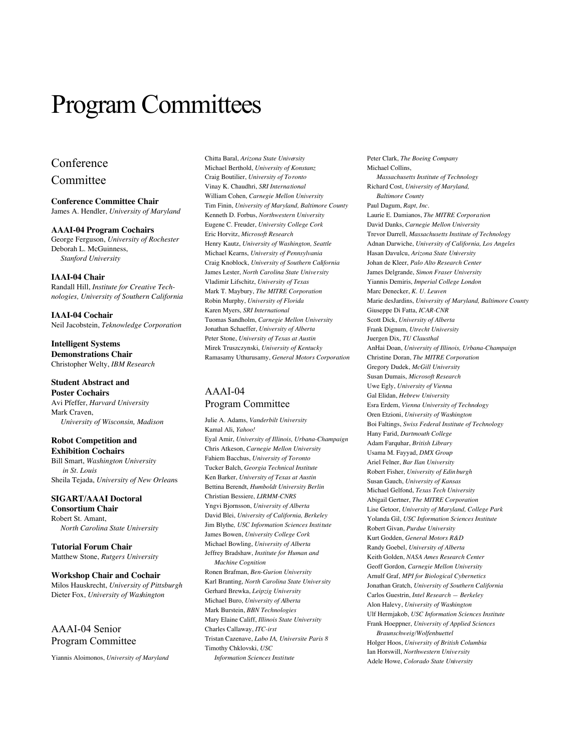# Program Committees

## Conference Committee

**Conference Committee Chair**
James A. Hendler, *University of Maryland*

**AAAI-04 Program Cochairs**
George Ferguson, *University of Rochester*
Deborah L. McGuinness, *Stanford University*

**IAAI-04 Chair**
Randall Hill, *Institute for Creative Technologies, University of Southern California*

**IAAI-04 Cochair**
Neil Jacobstein, *Teknowledge Corporation*

**Intelligent Systems Demonstrations Chair**
Christopher Welty, *IBM Research*

**Student Abstract and Poster Cochairs**
Avi Pfeffer, *Harvard University*
Mark Craven, *University of Wisconsin, Madison*

**Robot Competition and Exhibition Cochairs**
Bill Smart, *Washington University in St. Louis*
Sheila Tejada, *University of New Orleans*

**SIGART/AAAI Doctoral Consortium Chair**
Robert St. Amant, *North Carolina State University*

**Tutorial Forum Chair**
Matthew Stone, *Rutgers University*

**Workshop Chair and Cochair**
Milos Hauskrecht, *University of Pittsburgh*
Dieter Fox, *University of Washington*

## AAAI-04 Senior Program Committee

Yiannis Aloimonos, *University of Maryland*
Chitta Baral, *Arizona State University*
Michael Berthold, *University of Konstanz*
Craig Boutilier, *University of Toronto*
Vinay K. Chaudhri, *SRI International*
William Cohen, *Carnegie Mellon University*
Tim Finin, *University of Maryland, Baltimore County*
Kenneth D. Forbus, *Northwestern University*
Eugene C. Freuder, *University College Cork*
Eric Horvitz, *Microsoft Research*
Henry Kautz, *University of Washington, Seattle*
Michael Kearns, *University of Pennsylvania*
Craig Knoblock, *University of Southern California*
James Lester, *North Carolina State University*
Vladimir Lifschitz, *University of Texas*
Mark T. Maybury, *The MITRE Corporation*
Robin Murphy, *University of Florida*
Karen Myers, *SRI International*
Tuomas Sandholm, *Carnegie Mellon University*
Jonathan Schaeffer, *University of Alberta*
Peter Stone, *University of Texas at Austin*
Mirek Truszczynski, *University of Kentucky*
Ramasamy Uthurusamy, *General Motors Corporation*

## AAAI-04 Program Committee

Julie A. Adams, *Vanderbilt University*
Kamal Ali, *Yahoo!*
Eyal Amir, *University of Illinois, Urbana-Champaign*
Chris Atkeson, *Carnegie Mellon University*
Fahiem Bacchus, *University of Toronto*
Tucker Balch, *Georgia Technical Institute*
Ken Barker, *University of Texas at Austin*
Bettina Berendt, *Humboldt University Berlin*
Christian Bessiere, *LIRMM-CNRS*
Yngvi Bjornsson, *University of Alberta*
David Blei, *University of California, Berkeley*
Jim Blythe, *USC Information Sciences Institute*
James Bowen, *University College Cork*
Michael Bowling, *University of Alberta*
Jeffrey Bradshaw, *Institute for Human and Machine Cognition*
Ronen Brafman, *Ben-Gurion University*
Karl Branting, *North Carolina State University*
Gerhard Brewka, *Leipzig University*
Michael Buro, *University of Alberta*
Mark Burstein, *BBN Technologies*
Mary Elaine Califf, *Illinois State University*
Charles Callaway, *ITC-irst*
Tristan Cazenave, *Labo IA, Universite Paris 8*
Timothy Chklovski, *USC Information Sciences Institute*
Peter Clark, *The Boeing Company*
Michael Collins, *Massachusetts Institute of Technology*
Richard Cost, *University of Maryland, Baltimore County*
Paul Dagum, *Rapt, Inc.*
Laurie E. Damianos, *The MITRE Corporation*
David Danks, *Carnegie Mellon University*
Trevor Darrell, *Massachusetts Institute of Technology*
Adnan Darwiche, *University of California, Los Angeles*
Hasan Davulcu, *Arizona State University*
Johan de Kleer, *Palo Alto Research Center*
James Delgrande, *Simon Fraser University*
Yiannis Demiris, *Imperial College London*
Marc Denecker, *K. U. Leuven*
Marie desJardins, *University of Maryland, Baltimore County*
Giuseppe Di Fatta, *ICAR-CNR*
Scott Dick, *University of Alberta*
Frank Dignum, *Utrecht University*
Juergen Dix, *TU Clausthal*
AnHai Doan, *University of Illinois, Urbana-Champaign*
Christine Doran, *The MITRE Corporation*
Gregory Dudek, *McGill University*
Susan Dumais, *Microsoft Research*
Uwe Egly, *University of Vienna*
Gal Elidan, *Hebrew University*
Esra Erdem, *Vienna University of Technology*
Oren Etzioni, *University of Washington*
Boi Faltings, *Swiss Federal Institute of Technology*
Hany Farid, *Dartmouth College*
Adam Farquhar, *British Library*
Usama M. Fayyad, *DMX Group*
Ariel Felner, *Bar Ilan University*
Robert Fisher, *University of Edinburgh*
Susan Gauch, *University of Kansas*
Michael Gelfond, *Texas Tech University*
Abigail Gertner, *The MITRE Corporation*
Lise Getoor, *University of Maryland, College Park*
Yolanda Gil, *USC Information Sciences Institute*
Robert Givan, *Purdue University*
Kurt Godden, *General Motors R&D*
Randy Goebel, *University of Alberta*
Keith Golden, *NASA Ames Research Center*
Geoff Gordon, *Carnegie Mellon University*
Arnulf Graf, *MPI for Biological Cybernetics*
Jonathan Gratch, *University of Southern California*
Carlos Guestrin, *Intel Research — Berkeley*
Alon Halevy, *University of Washington*
Ulf Hermjakob, *USC Information Sciences Institute*
Frank Hoeppner, *University of Applied Sciences Braunschweig/Wolfenbuettel*
Holger Hoos, *University of British Columbia*
Ian Horswill, *Northwestern University*
Adele Howe, *Colorado State University*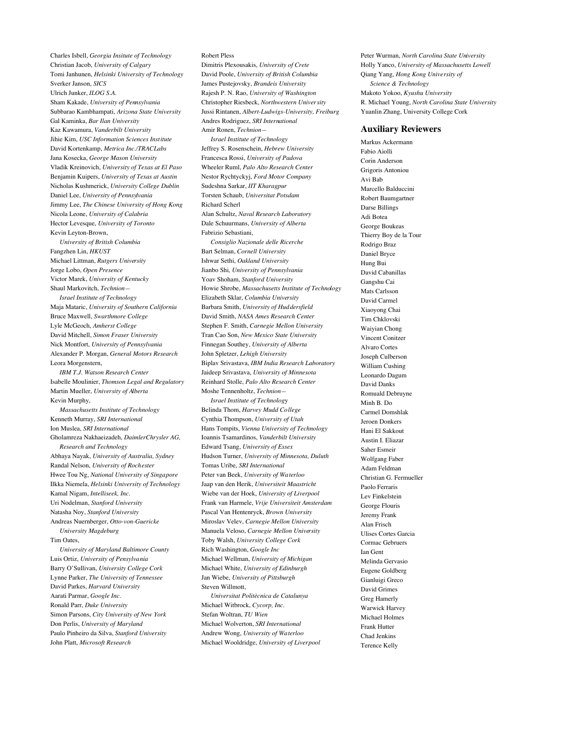Charles Isbell, *Georgia Insitute of Technology*
Christian Jacob, *University of Calgary*
Tomi Janhunen, *Helsinki University of Technology*
Sverker Janson, *SICS*
Ulrich Junker, *ILOG S.A.*
Sham Kakade, *University of Pennsylvania*
Subbarao Kambhampati, *Arizona State University*
Gal Kaminka, *Bar Ilan University*
Kaz Kawamura, *Vanderbilt University*
Jihie Kim, *USC Information Sciences Institute*
David Kortenkamp, *Metrica Inc./TRACLabs*
Jana Kosecka, *George Mason University*
Vladik Kreinovich, *University of Texas at El Paso*
Benjamin Kuipers, *University of Texas at Austin*
Nicholas Kushmerick, *University College Dublin*
Daniel Lee, *University of Pennsylvania*
Jimmy Lee, *The Chinese University of Hong Kong*
Nicola Leone, *University of Calabria*
Hector Levesque, *University of Toronto*
Kevin Leyton-Brown, *University of British Columbia*
Fangzhen Lin, *HKUST*
Michael Littman, *Rutgers University*
Jorge Lobo, *Open Presence*
Victor Marek, *University of Kentucky*
Shaul Markovitch, *Technion—Israel Institute of Technology*
Maja Mataric, *University of Southern California*
Bruce Maxwell, *Swarthmore College*
Lyle McGeoch, *Amherst College*
David Mitchell, *Simon Fraser University*
Nick Montfort, *University of Pennsylvania*
Alexander P. Morgan, *General Motors Research*
Leora Morgenstern, *IBM T.J. Watson Research Center*
Isabelle Moulinier, *Thomson Legal and Regulatory*
Martin Mueller, *University of Alberta*
Kevin Murphy, *Massachusetts Institute of Technology*
Kenneth Murray, *SRI International*
Ion Muslea, *SRI International*
Gholamreza Nakhaeizadeh, *DaimlerChrysler AG, Research and Technology*
Abhaya Nayak, *University of Australia, Sydney*
Randal Nelson, *University of Rochester*
Hwee Tou Ng, *National University of Singapore*
Ilkka Niemela, *Helsinki University of Technology*
Kamal Nigam, *Intelliseek, Inc.*
Uri Nodelman, *Stanford University*
Natasha Noy, *Stanford University*
Andreas Nuernberger, *Otto-von-Guericke University Magdeburg*
Tim Oates, *University of Maryland Baltimore County*
Luis Ortiz, *University of Pensylvania*
Barry O'Sullivan, *University College Cork*
Lynne Parker, *The University of Tennessee*
David Parkes, *Harvard University*
Aarati Parmar, *Google Inc.*
Ronald Parr, *Duke University*
Simon Parsons, *City University of New York*
Don Perlis, *University of Maryland*
Paulo Pinheiro da Silva, *Stanford University*
John Platt, *Microsoft Research*
Robert Pless
Dimitris Plexousakis, *University of Crete*
David Poole, *University of British Columbia*
James Pustejovsky, *Brandeis University*
Rajesh P. N. Rao, *University of Washington*
Christopher Riesbeck, *Northwestern University*
Jussi Rintanen, *Albert-Ludwigs-University, Freiburg*
Andres Rodriguez, *SRI International*
Amir Ronen, *Technion—Israel Institute of Technology*
Jeffrey S. Rosenschein, *Hebrew University*
Francesca Rossi, *University of Padova*
Wheeler Ruml, *Palo Alto Research Center*
Nestor Rychtyckyj, *Ford Motor Company*
Sudeshna Sarkar, *IIT Kharagpur*
Torsten Schaub, *Universitat Potsdam*
Richard Scherl
Alan Schultz, *Naval Research Laboratory*
Dale Schuurmans, *University of Alberta*
Fabrizio Sebastiani, *Consiglio Nazionale delle Ricerche*
Bart Selman, *Cornell University*
Ishwar Sethi, *Oakland University*
Jianbo Shi, *University of Pennsylvania*
Yoav Shoham, *Stanford University*
Howie Shrobe, *Massachusetts Institute of Technology*
Elizabeth Sklar, *Columbia University*
Barbara Smith, *University of Huddersfield*
David Smith, *NASA Ames Research Center*
Stephen F. Smith, *Carnegie Mellon University*
Tran Cao Son, *New Mexico State University*
Finnegan Southey, *University of Alberta*
John Spletzer, *Lehigh University*
Biplav Srivastava, *IBM India Research Laboratory*
Jaideep Srivastava, *University of Minnesota*
Reinhard Stolle, *Palo Alto Research Center*
Moshe Tennenholtz, *Technion—Israel Institute of Technology*
Belinda Thom, *Harvey Mudd College*
Cynthia Thompson, *University of Utah*
Hans Tompits, *Vienna University of Technology*
Ioannis Tsamardinos, *Vanderbilt University*
Edward Tsang, *University of Essex*
Hudson Turner, *University of Minnesota, Duluth*
Tomas Uribe, *SRI International*
Peter van Beek, *University of Waterloo*
Jaap van den Herik, *Universiteit Maastricht*
Wiebe van der Hoek, *University of Liverpool*
Frank van Harmele, *Vrije Universiteit Amsterdam*
Pascal Van Hentenryck, *Brown University*
Miroslav Velev, *Carnegie Mellon University*
Manuela Veloso, *Carnegie Mellon University*
Toby Walsh, *University College Cork*
Rich Washington, *Google Inc*
Michael Wellman, *University of Michigan*
Michael White, *University of Edinburgh*
Jan Wiebe, *University of Pittsburgh*
Steven Willmott, *Universitat Politècnica de Catalunya*
Michael Witbrock, *Cycorp, Inc.*
Stefan Woltran, *TU Wien*
Michael Wolverton, *SRI International*
Andrew Wong, *University of Waterloo*
Michael Wooldridge, *University of Liverpool*
Peter Wurman, *North Carolina State University*
Holly Yanco, *University of Massachusetts Lowell*
Qiang Yang, *Hong Kong University of Science & Technology*
Makoto Yokoo, *Kyushu University*
R. Michael Young, *North Carolina State University*
Yuanlin Zhang, University College Cork

## Auxiliary Reviewers

Markus Ackermann
Fabio Aiolli
Corin Anderson
Grigoris Antoniou
Avi Bab
Marcello Balduccini
Robert Baumgartner
Darse Billings
Adi Botea
George Boukeas
Thierry Boy de la Tour
Rodrigo Braz
Daniel Bryce
Hung Bui
David Cabanillas
Gangshu Cai
Mats Carlsson
David Carmel
Xiaoyong Chai
Tim Chklovski
Waiyian Chong
Vincent Conitzer
Alvaro Cortes
Joseph Culberson
William Cushing
Leonardo Dagum
David Danks
Romuald Debruyne
Minh B. Do
Carmel Domshlak
Jeroen Donkers
Hani El Sakkout
Austin I. Eliazar
Saher Esmeir
Wolfgang Faber
Adam Feldman
Christian G. Fermueller
Paolo Ferraris
Lev Finkelstein
George Flouris
Jeremy Frank
Alan Frisch
Ulises Cortes Garcia
Cormac Gebruers
Ian Gent
Melinda Gervasio
Eugene Goldberg
Gianluigi Greco
David Grimes
Greg Hamerly
Warwick Harvey
Michael Holmes
Frank Hutter
Chad Jenkins
Terence Kelly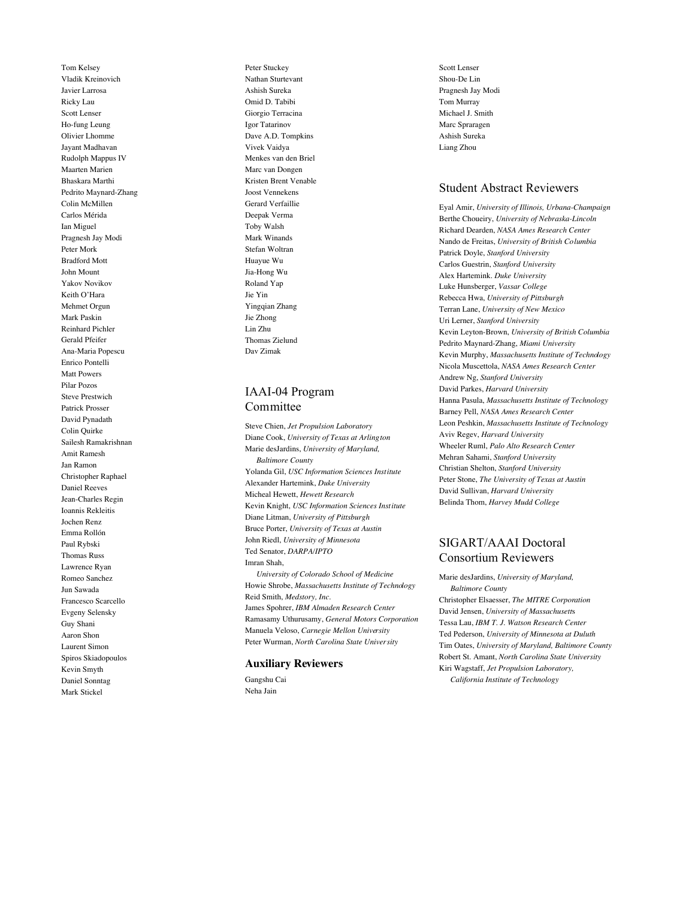Tom Kelsey
Vladik Kreinovich
Javier Larrosa
Ricky Lau
Scott Lenser
Ho-fung Leung
Olivier Lhomme
Jayant Madhavan
Rudolph Mappus IV
Maarten Marien
Bhaskara Marthi
Pedrito Maynard-Zhang
Colin McMillen
Carlos Mérida
Ian Miguel
Pragnesh Jay Modi
Peter Mork
Bradford Mott
John Mount
Yakov Novikov
Keith O'Hara
Mehmet Orgun
Mark Paskin
Reinhard Pichler
Gerald Pfeifer
Ana-Maria Popescu
Enrico Pontelli
Matt Powers
Pilar Pozos
Steve Prestwich
Patrick Prosser
David Pynadath
Colin Quirke
Sailesh Ramakrishnan
Amit Ramesh
Jan Ramon
Christopher Raphael
Daniel Reeves
Jean-Charles Regin
Ioannis Rekleitis
Jochen Renz
Emma Rollón
Paul Rybski
Thomas Russ
Lawrence Ryan
Romeo Sanchez
Jun Sawada
Francesco Scarcello
Evgeny Selensky
Guy Shani
Aaron Shon
Laurent Simon
Spiros Skiadopoulos
Kevin Smyth
Daniel Sonntag
Mark Stickel
Peter Stuckey
Nathan Sturtevant
Ashish Sureka
Omid D. Tabibi
Giorgio Terracina
Igor Tatarinov
Dave A.D. Tompkins
Vivek Vaidya
Menkes van den Briel
Marc van Dongen
Kristen Brent Venable
Joost Vennekens
Gerard Verfaillie
Deepak Verma
Toby Walsh
Mark Winands
Stefan Woltran
Huayue Wu
Jia-Hong Wu
Roland Yap
Jie Yin
Yingqian Zhang
Jie Zhong
Lin Zhu
Thomas Zielund
Dav Zimak

## IAAI-04 Program Committee

Steve Chien, *Jet Propulsion Laboratory*
Diane Cook, *University of Texas at Arlington*
Marie desJardins, *University of Maryland, Baltimore County*
Yolanda Gil, *USC Information Sciences Institute*
Alexander Hartemink, *Duke University*
Micheal Hewett, *Hewett Research*
Kevin Knight, *USC Information Sciences Institute*
Diane Litman, *University of Pittsburgh*
Bruce Porter, *University of Texas at Austin*
John Riedl, *University of Minnesota*
Ted Senator, *DARPA/IPTO*
Imran Shah, *University of Colorado School of Medicine*
Howie Shrobe, *Massachusetts Institute of Technology*
Reid Smith, *Medstory, Inc.*
James Spohrer, *IBM Almaden Research Center*
Ramasamy Uthurusamy, *General Motors Corporation*
Manuela Veloso, *Carnegie Mellon University*
Peter Wurman, *North Carolina State University*

### Auxiliary Reviewers

Gangshu Cai
Neha Jain
Scott Lenser
Shou-De Lin
Pragnesh Jay Modi
Tom Murray
Michael J. Smith
Marc Spraragen
Ashish Sureka
Liang Zhou

## Student Abstract Reviewers

Eyal Amir, *University of Illinois, Urbana-Champaign*
Berthe Choueiry, *University of Nebraska-Lincoln*
Richard Dearden, *NASA Ames Research Center*
Nando de Freitas, *University of British Columbia*
Patrick Doyle, *Stanford University*
Carlos Guestrin, *Stanford University*
Alex Hartemink. *Duke University*
Luke Hunsberger, *Vassar College*
Rebecca Hwa, *University of Pittsburgh*
Terran Lane, *University of New Mexico*
Uri Lerner, *Stanford University*
Kevin Leyton-Brown, *University of British Columbia*
Pedrito Maynard-Zhang, *Miami University*
Kevin Murphy, *Massachusetts Institute of Technology*
Nicola Muscettola, *NASA Ames Research Center*
Andrew Ng, *Stanford University*
David Parkes, *Harvard University*
Hanna Pasula, *Massachusetts Institute of Technology*
Barney Pell, *NASA Ames Research Center*
Leon Peshkin, *Massachusetts Institute of Technology*
Aviv Regev, *Harvard University*
Wheeler Ruml, *Palo Alto Research Center*
Mehran Sahami, *Stanford University*
Christian Shelton, *Stanford University*
Peter Stone, *The University of Texas at Austin*
David Sullivan, *Harvard University*
Belinda Thom, *Harvey Mudd College*

## SIGART/AAAI Doctoral Consortium Reviewers

Marie desJardins, *University of Maryland, Baltimore County*
Christopher Elsaesser, *The MITRE Corporation*
David Jensen, *University of Massachusetts*
Tessa Lau, *IBM T. J. Watson Research Center*
Ted Pederson, *University of Minnesota at Duluth*
Tim Oates, *University of Maryland, Baltimore County*
Robert St. Amant, *North Carolina State University*
Kiri Wagstaff, *Jet Propulsion Laboratory, California Institute of Technology*